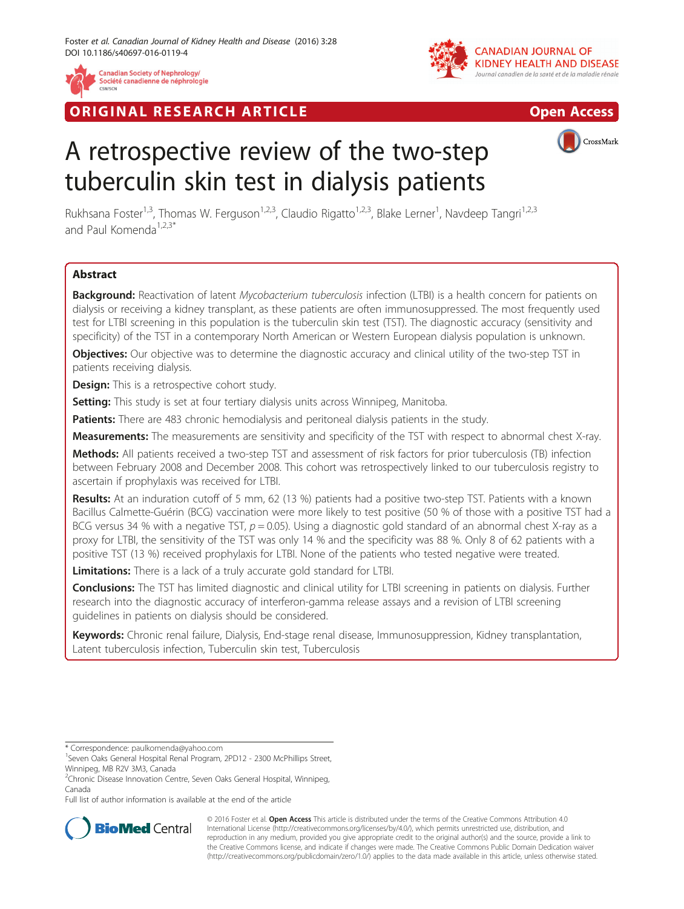ORIGINAL RESEARCH ARTICLE

Open Access

# A retrospective review of the two-step tuberculin skin test in dialysis patients

Rukhsana Foster[1,3], Thomas W. Ferguson[1,2,3], Claudio Rigatto[1,2,3], Blake Lerner[1], Navdeep Tangri[1,2,3] and Paul Komenda[1,2,3*]

## Abstract

**Background:** Reactivation of latent *Mycobacterium tuberculosis* infection (LTBI) is a health concern for patients on dialysis or receiving a kidney transplant, as these patients are often immunosuppressed. The most frequently used test for LTBI screening in this population is the tuberculin skin test (TST). The diagnostic accuracy (sensitivity and specificity) of the TST in a contemporary North American or Western European dialysis population is unknown.

**Objectives:** Our objective was to determine the diagnostic accuracy and clinical utility of the two-step TST in patients receiving dialysis.

**Design:** This is a retrospective cohort study.

**Setting:** This study is set at four tertiary dialysis units across Winnipeg, Manitoba.

**Patients:** There are 483 chronic hemodialysis and peritoneal dialysis patients in the study.

**Measurements:** The measurements are sensitivity and specificity of the TST with respect to abnormal chest X-ray.

**Methods:** All patients received a two-step TST and assessment of risk factors for prior tuberculosis (TB) infection between February 2008 and December 2008. This cohort was retrospectively linked to our tuberculosis registry to ascertain if prophylaxis was received for LTBI.

**Results:** At an induration cutoff of 5 mm, 62 (13 %) patients had a positive two-step TST. Patients with a known Bacillus Calmette-Guérin (BCG) vaccination were more likely to test positive (50 % of those with a positive TST had a BCG versus 34 % with a negative TST, $p = 0.05$). Using a diagnostic gold standard of an abnormal chest X-ray as a proxy for LTBI, the sensitivity of the TST was only 14 % and the specificity was 88 %. Only 8 of 62 patients with a positive TST (13 %) received prophylaxis for LTBI. None of the patients who tested negative were treated.

**Limitations:** There is a lack of a truly accurate gold standard for LTBI.

**Conclusions:** The TST has limited diagnostic and clinical utility for LTBI screening in patients on dialysis. Further research into the diagnostic accuracy of interferon-gamma release assays and a revision of LTBI screening guidelines in patients on dialysis should be considered.

**Keywords:** Chronic renal failure, Dialysis, End-stage renal disease, Immunosuppression, Kidney transplantation, Latent tuberculosis infection, Tuberculin skin test, Tuberculosis

---

\* Correspondence: paulkomenda@yahoo.com

[1]Seven Oaks General Hospital Renal Program, 2PD12 - 2300 McPhillips Street, Winnipeg, MB R2V 3M3, Canada

[2]Chronic Disease Innovation Centre, Seven Oaks General Hospital, Winnipeg, Canada

Full list of author information is available at the end of the article

© 2016 Foster et al. **Open Access** This article is distributed under the terms of the Creative Commons Attribution 4.0 International License (http://creativecommons.org/licenses/by/4.0/), which permits unrestricted use, distribution, and reproduction in any medium, provided you give appropriate credit to the original author(s) and the source, provide a link to the Creative Commons license, and indicate if changes were made. The Creative Commons Public Domain Dedication waiver (http://creativecommons.org/publicdomain/zero/1.0/) applies to the data made available in this article, unless otherwise stated.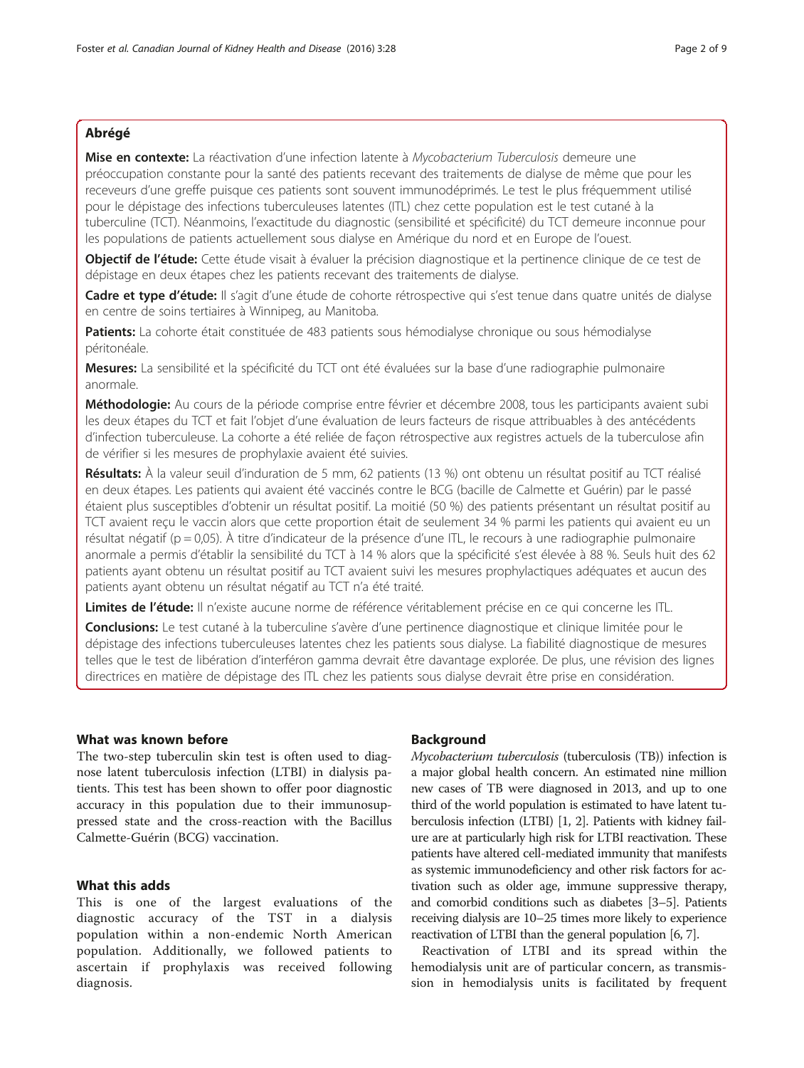## Abrégé

**Mise en contexte:** La réactivation d'une infection latente à *Mycobacterium Tuberculosis* demeure une préoccupation constante pour la santé des patients recevant des traitements de dialyse de même que pour les receveurs d'une greffe puisque ces patients sont souvent immunodéprimés. Le test le plus fréquemment utilisé pour le dépistage des infections tuberculeuses latentes (ITL) chez cette population est le test cutané à la tuberculine (TCT). Néanmoins, l'exactitude du diagnostic (sensibilité et spécificité) du TCT demeure inconnue pour les populations de patients actuellement sous dialyse en Amérique du nord et en Europe de l'ouest.

**Objectif de l'étude:** Cette étude visait à évaluer la précision diagnostique et la pertinence clinique de ce test de dépistage en deux étapes chez les patients recevant des traitements de dialyse.

**Cadre et type d'étude:** Il s'agit d'une étude de cohorte rétrospective qui s'est tenue dans quatre unités de dialyse en centre de soins tertiaires à Winnipeg, au Manitoba.

**Patients:** La cohorte était constituée de 483 patients sous hémodialyse chronique ou sous hémodialyse péritonéale.

**Mesures:** La sensibilité et la spécificité du TCT ont été évaluées sur la base d'une radiographie pulmonaire anormale.

**Méthodologie:** Au cours de la période comprise entre février et décembre 2008, tous les participants avaient subi les deux étapes du TCT et fait l'objet d'une évaluation de leurs facteurs de risque attribuables à des antécédents d'infection tuberculeuse. La cohorte a été reliée de façon rétrospective aux registres actuels de la tuberculose afin de vérifier si les mesures de prophylaxie avaient été suivies.

**Résultats:** À la valeur seuil d'induration de 5 mm, 62 patients (13 %) ont obtenu un résultat positif au TCT réalisé en deux étapes. Les patients qui avaient été vaccinés contre le BCG (bacille de Calmette et Guérin) par le passé étaient plus susceptibles d'obtenir un résultat positif. La moitié (50 %) des patients présentant un résultat positif au TCT avaient reçu le vaccin alors que cette proportion était de seulement 34 % parmi les patients qui avaient eu un résultat négatif ($p = 0,05$). À titre d'indicateur de la présence d'une ITL, le recours à une radiographie pulmonaire anormale a permis d'établir la sensibilité du TCT à 14 % alors que la spécificité s'est élevée à 88 %. Seuls huit des 62 patients ayant obtenu un résultat positif au TCT avaient suivi les mesures prophylactiques adéquates et aucun des patients ayant obtenu un résultat négatif au TCT n'a été traité.

**Limites de l'étude:** Il n'existe aucune norme de référence véritablement précise en ce qui concerne les ITL.

**Conclusions:** Le test cutané à la tuberculine s'avère d'une pertinence diagnostique et clinique limitée pour le dépistage des infections tuberculeuses latentes chez les patients sous dialyse. La fiabilité diagnostique de mesures telles que le test de libération d'interféron gamma devrait être davantage explorée. De plus, une révision des lignes directrices en matière de dépistage des ITL chez les patients sous dialyse devrait être prise en considération.

## What was known before

The two-step tuberculin skin test is often used to diagnose latent tuberculosis infection (LTBI) in dialysis patients. This test has been shown to offer poor diagnostic accuracy in this population due to their immunosuppressed state and the cross-reaction with the Bacillus Calmette-Guérin (BCG) vaccination.

## What this adds

This is one of the largest evaluations of the diagnostic accuracy of the TST in a dialysis population within a non-endemic North American population. Additionally, we followed patients to ascertain if prophylaxis was received following diagnosis.

## Background

*Mycobacterium tuberculosis* (tuberculosis (TB)) infection is a major global health concern. An estimated nine million new cases of TB were diagnosed in 2013, and up to one third of the world population is estimated to have latent tuberculosis infection (LTBI) [1, 2]. Patients with kidney failure are at particularly high risk for LTBI reactivation. These patients have altered cell-mediated immunity that manifests as systemic immunodeficiency and other risk factors for activation such as older age, immune suppressive therapy, and comorbid conditions such as diabetes [3–5]. Patients receiving dialysis are 10–25 times more likely to experience reactivation of LTBI than the general population [6, 7].

Reactivation of LTBI and its spread within the hemodialysis unit are of particular concern, as transmission in hemodialysis units is facilitated by frequent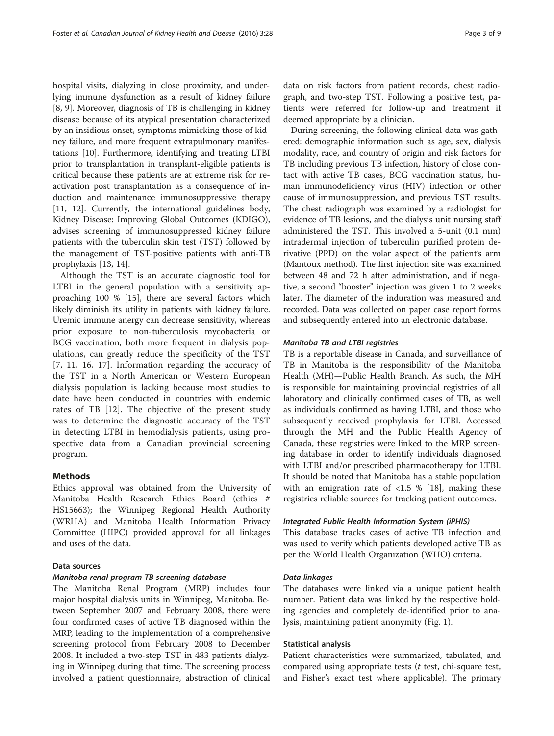hospital visits, dialyzing in close proximity, and underlying immune dysfunction as a result of kidney failure [8, 9]. Moreover, diagnosis of TB is challenging in kidney disease because of its atypical presentation characterized by an insidious onset, symptoms mimicking those of kidney failure, and more frequent extrapulmonary manifestations [10]. Furthermore, identifying and treating LTBI prior to transplantation in transplant-eligible patients is critical because these patients are at extreme risk for reactivation post transplantation as a consequence of induction and maintenance immunosuppressive therapy [11, 12]. Currently, the international guidelines body, Kidney Disease: Improving Global Outcomes (KDIGO), advises screening of immunosuppressed kidney failure patients with the tuberculin skin test (TST) followed by the management of TST-positive patients with anti-TB prophylaxis [13, 14].

Although the TST is an accurate diagnostic tool for LTBI in the general population with a sensitivity approaching 100 % [15], there are several factors which likely diminish its utility in patients with kidney failure. Uremic immune anergy can decrease sensitivity, whereas prior exposure to non-tuberculosis mycobacteria or BCG vaccination, both more frequent in dialysis populations, can greatly reduce the specificity of the TST [7, 11, 16, 17]. Information regarding the accuracy of the TST in a North American or Western European dialysis population is lacking because most studies to date have been conducted in countries with endemic rates of TB [12]. The objective of the present study was to determine the diagnostic accuracy of the TST in detecting LTBI in hemodialysis patients, using prospective data from a Canadian provincial screening program.

## Methods

Ethics approval was obtained from the University of Manitoba Health Research Ethics Board (ethics # HS15663); the Winnipeg Regional Health Authority (WRHA) and Manitoba Health Information Privacy Committee (HIPC) provided approval for all linkages and uses of the data.

### Data sources

#### *Manitoba renal program TB screening database*

The Manitoba Renal Program (MRP) includes four major hospital dialysis units in Winnipeg, Manitoba. Between September 2007 and February 2008, there were four confirmed cases of active TB diagnosed within the MRP, leading to the implementation of a comprehensive screening protocol from February 2008 to December 2008. It included a two-step TST in 483 patients dialyzing in Winnipeg during that time. The screening process involved a patient questionnaire, abstraction of clinical data on risk factors from patient records, chest radiograph, and two-step TST. Following a positive test, patients were referred for follow-up and treatment if deemed appropriate by a clinician.

During screening, the following clinical data was gathered: demographic information such as age, sex, dialysis modality, race, and country of origin and risk factors for TB including previous TB infection, history of close contact with active TB cases, BCG vaccination status, human immunodeficiency virus (HIV) infection or other cause of immunosuppression, and previous TST results. The chest radiograph was examined by a radiologist for evidence of TB lesions, and the dialysis unit nursing staff administered the TST. This involved a 5-unit (0.1 mm) intradermal injection of tuberculin purified protein derivative (PPD) on the volar aspect of the patient's arm (Mantoux method). The first injection site was examined between 48 and 72 h after administration, and if negative, a second "booster" injection was given 1 to 2 weeks later. The diameter of the induration was measured and recorded. Data was collected on paper case report forms and subsequently entered into an electronic database.

#### *Manitoba TB and LTBI registries*

TB is a reportable disease in Canada, and surveillance of TB in Manitoba is the responsibility of the Manitoba Health (MH)—Public Health Branch. As such, the MH is responsible for maintaining provincial registries of all laboratory and clinically confirmed cases of TB, as well as individuals confirmed as having LTBI, and those who subsequently received prophylaxis for LTBI. Accessed through the MH and the Public Health Agency of Canada, these registries were linked to the MRP screening database in order to identify individuals diagnosed with LTBI and/or prescribed pharmacotherapy for LTBI. It should be noted that Manitoba has a stable population with an emigration rate of <1.5 % [18], making these registries reliable sources for tracking patient outcomes.

#### *Integrated Public Health Information System (iPHIS)*

This database tracks cases of active TB infection and was used to verify which patients developed active TB as per the World Health Organization (WHO) criteria.

#### *Data linkages*

The databases were linked via a unique patient health number. Patient data was linked by the respective holding agencies and completely de-identified prior to analysis, maintaining patient anonymity (Fig. 1).

### Statistical analysis

Patient characteristics were summarized, tabulated, and compared using appropriate tests (*t* test, chi-square test, and Fisher's exact test where applicable). The primary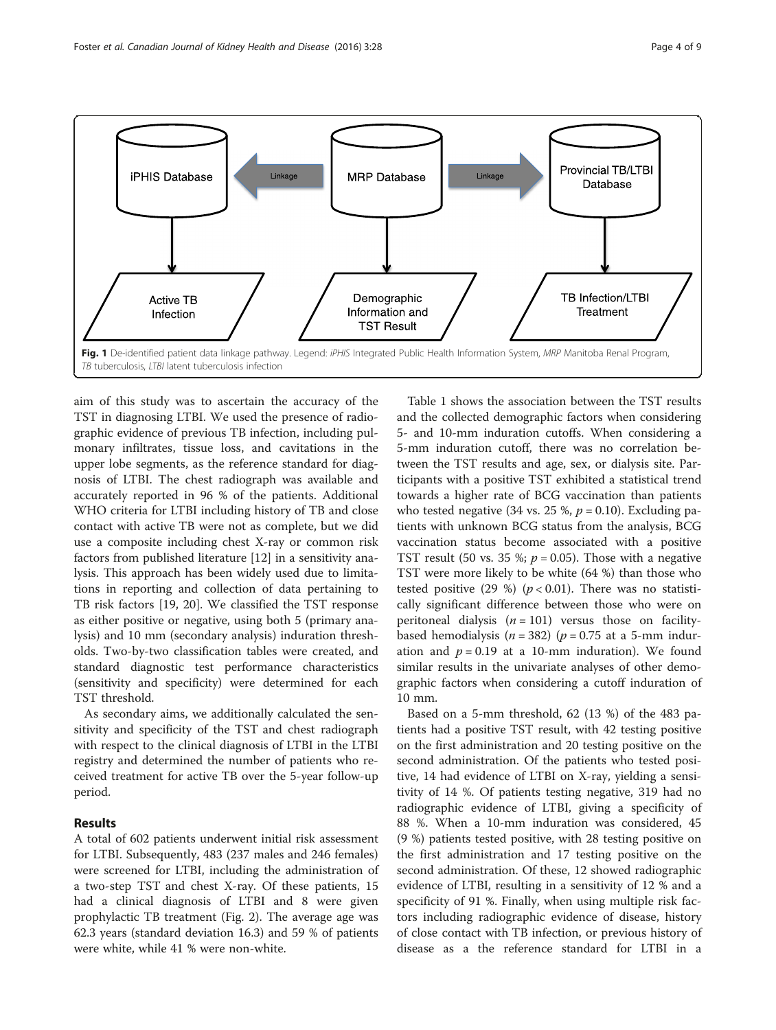Fig. 1 De-identified patient data linkage pathway. Legend: *iPHIS* Integrated Public Health Information System, *MRP* Manitoba Renal Program, *TB* tuberculosis, *LTBI* latent tuberculosis infection

aim of this study was to ascertain the accuracy of the TST in diagnosing LTBI. We used the presence of radiographic evidence of previous TB infection, including pulmonary infiltrates, tissue loss, and cavitations in the upper lobe segments, as the reference standard for diagnosis of LTBI. The chest radiograph was available and accurately reported in 96 % of the patients. Additional WHO criteria for LTBI including history of TB and close contact with active TB were not as complete, but we did use a composite including chest X-ray or common risk factors from published literature [12] in a sensitivity analysis. This approach has been widely used due to limitations in reporting and collection of data pertaining to TB risk factors [19, 20]. We classified the TST response as either positive or negative, using both 5 (primary analysis) and 10 mm (secondary analysis) induration thresholds. Two-by-two classification tables were created, and standard diagnostic test performance characteristics (sensitivity and specificity) were determined for each TST threshold.

As secondary aims, we additionally calculated the sensitivity and specificity of the TST and chest radiograph with respect to the clinical diagnosis of LTBI in the LTBI registry and determined the number of patients who received treatment for active TB over the 5-year follow-up period.

## Results

A total of 602 patients underwent initial risk assessment for LTBI. Subsequently, 483 (237 males and 246 females) were screened for LTBI, including the administration of a two-step TST and chest X-ray. Of these patients, 15 had a clinical diagnosis of LTBI and 8 were given prophylactic TB treatment (Fig. 2). The average age was 62.3 years (standard deviation 16.3) and 59 % of patients were white, while 41 % were non-white.

Table 1 shows the association between the TST results and the collected demographic factors when considering 5- and 10-mm induration cutoffs. When considering a 5-mm induration cutoff, there was no correlation between the TST results and age, sex, or dialysis site. Participants with a positive TST exhibited a statistical trend towards a higher rate of BCG vaccination than patients who tested negative (34 vs. 25 %, $p = 0.10$). Excluding patients with unknown BCG status from the analysis, BCG vaccination status become associated with a positive TST result (50 vs. 35 %; $p = 0.05$). Those with a negative TST were more likely to be white (64 %) than those who tested positive (29 %) ($p < 0.01$). There was no statistically significant difference between those who were on peritoneal dialysis ($n = 101$) versus those on facility-based hemodialysis ($n = 382$) ($p = 0.75$ at a 5-mm induration and $p = 0.19$ at a 10-mm induration). We found similar results in the univariate analyses of other demographic factors when considering a cutoff induration of 10 mm.

Based on a 5-mm threshold, 62 (13 %) of the 483 patients had a positive TST result, with 42 testing positive on the first administration and 20 testing positive on the second administration. Of the patients who tested positive, 14 had evidence of LTBI on X-ray, yielding a sensitivity of 14 %. Of patients testing negative, 319 had no radiographic evidence of LTBI, giving a specificity of 88 %. When a 10-mm induration was considered, 45 (9 %) patients tested positive, with 28 testing positive on the first administration and 17 testing positive on the second administration. Of these, 12 showed radiographic evidence of LTBI, resulting in a sensitivity of 12 % and a specificity of 91 %. Finally, when using multiple risk factors including radiographic evidence of disease, history of close contact with TB infection, or previous history of disease as a the reference standard for LTBI in a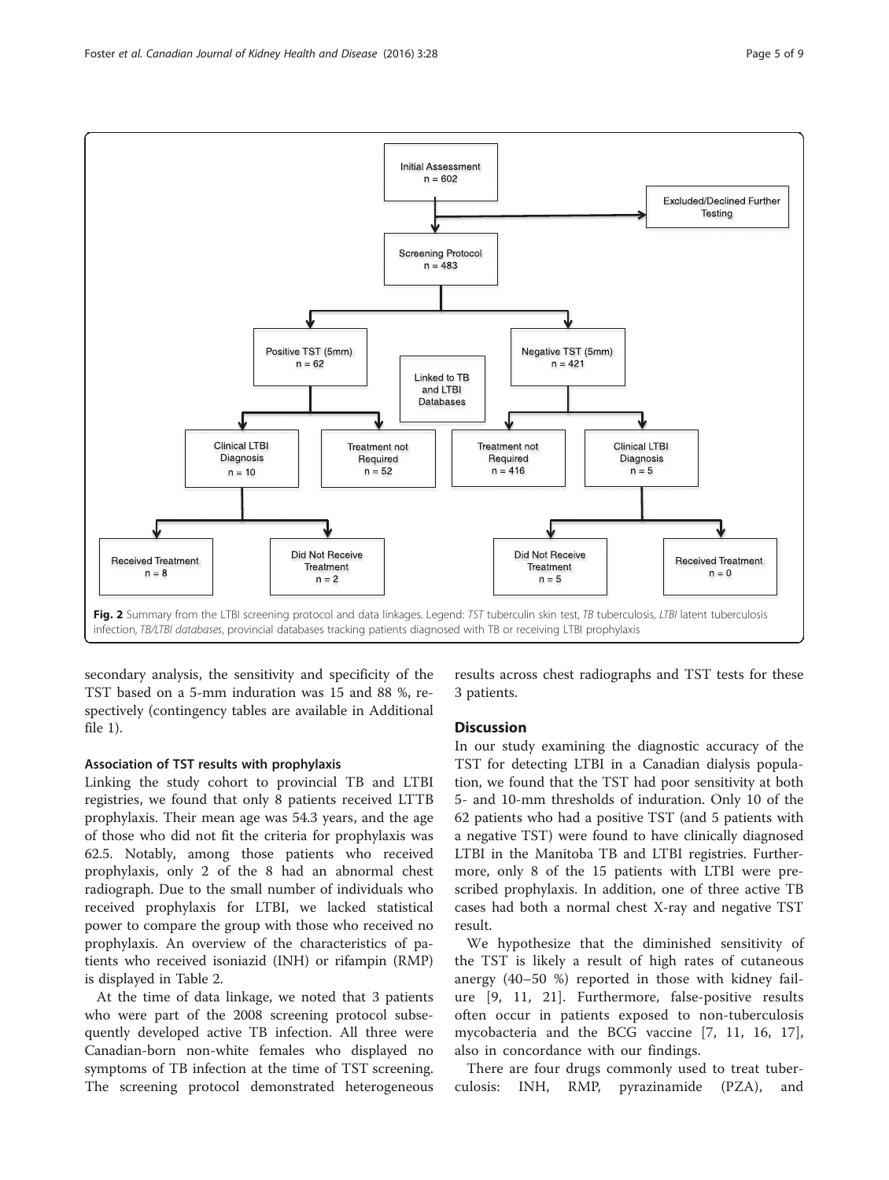**Fig. 2** Summary from the LTBI screening protocol and data linkages. Legend: *TST* tuberculin skin test, *TB* tuberculosis, *LTBI* latent tuberculosis infection, *TB/LTBI databases*, provincial databases tracking patients diagnosed with TB or receiving LTBI prophylaxis

secondary analysis, the sensitivity and specificity of the TST based on a 5-mm induration was 15 and 88 %, respectively (contingency tables are available in Additional file 1).

### Association of TST results with prophylaxis

Linking the study cohort to provincial TB and LTBI registries, we found that only 8 patients received LTTB prophylaxis. Their mean age was 54.3 years, and the age of those who did not fit the criteria for prophylaxis was 62.5. Notably, among those patients who received prophylaxis, only 2 of the 8 had an abnormal chest radiograph. Due to the small number of individuals who received prophylaxis for LTBI, we lacked statistical power to compare the group with those who received no prophylaxis. An overview of the characteristics of patients who received isoniazid (INH) or rifampin (RMP) is displayed in Table 2.

At the time of data linkage, we noted that 3 patients who were part of the 2008 screening protocol subsequently developed active TB infection. All three were Canadian-born non-white females who displayed no symptoms of TB infection at the time of TST screening. The screening protocol demonstrated heterogeneous results across chest radiographs and TST tests for these 3 patients.

## Discussion

In our study examining the diagnostic accuracy of the TST for detecting LTBI in a Canadian dialysis population, we found that the TST had poor sensitivity at both 5- and 10-mm thresholds of induration. Only 10 of the 62 patients who had a positive TST (and 5 patients with a negative TST) were found to have clinically diagnosed LTBI in the Manitoba TB and LTBI registries. Furthermore, only 8 of the 15 patients with LTBI were prescribed prophylaxis. In addition, one of three active TB cases had both a normal chest X-ray and negative TST result.

We hypothesize that the diminished sensitivity of the TST is likely a result of high rates of cutaneous anergy (40–50 %) reported in those with kidney failure [9, 11, 21]. Furthermore, false-positive results often occur in patients exposed to non-tuberculosis mycobacteria and the BCG vaccine [7, 11, 16, 17], also in concordance with our findings.

There are four drugs commonly used to treat tuberculosis: INH, RMP, pyrazinamide (PZA), and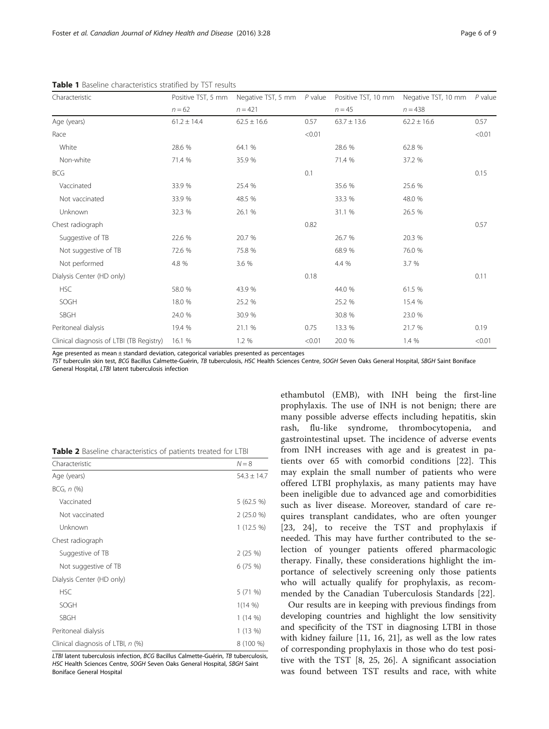**Table 1** Baseline characteristics stratified by TST results

| Characteristic | Positive TST, 5 mm | Negative TST, 5 mm | *P* value | Positive TST, 10 mm | Negative TST, 10 mm | *P* value |
|---|---|---|---|---|---|---|
| | *n* = 62 | *n* = 421 | | *n* = 45 | *n* = 438 | |
| Age (years) | 61.2 ± 14.4 | 62.5 ± 16.6 | 0.57 | 63.7 ± 13.6 | 62.2 ± 16.6 | 0.57 |
| Race | | | <0.01 | | | <0.01 |
| White | 28.6 % | 64.1 % | | 28.6 % | 62.8 % | |
| Non-white | 71.4 % | 35.9 % | | 71.4 % | 37.2 % | |
| BCG | | | 0.1 | | | 0.15 |
| Vaccinated | 33.9 % | 25.4 % | | 35.6 % | 25.6 % | |
| Not vaccinated | 33.9 % | 48.5 % | | 33.3 % | 48.0 % | |
| Unknown | 32.3 % | 26.1 % | | 31.1 % | 26.5 % | |
| Chest radiograph | | | 0.82 | | | 0.57 |
| Suggestive of TB | 22.6 % | 20.7 % | | 26.7 % | 20.3 % | |
| Not suggestive of TB | 72.6 % | 75.8 % | | 68.9 % | 76.0 % | |
| Not performed | 4.8 % | 3.6 % | | 4.4 % | 3.7 % | |
| Dialysis Center (HD only) | | | 0.18 | | | 0.11 |
| HSC | 58.0 % | 43.9 % | | 44.0 % | 61.5 % | |
| SOGH | 18.0 % | 25.2 % | | 25.2 % | 15.4 % | |
| SBGH | 24.0 % | 30.9 % | | 30.8 % | 23.0 % | |
| Peritoneal dialysis | 19.4 % | 21.1 % | 0.75 | 13.3 % | 21.7 % | 0.19 |
| Clinical diagnosis of LTBI (TB Registry) | 16.1 % | 1.2 % | <0.01 | 20.0 % | 1.4 % | <0.01 |

Age presented as mean ± standard deviation, categorical variables presented as percentages

*TST* tuberculin skin test, *BCG* Bacillus Calmette-Guérin, *TB* tuberculosis, *HSC* Health Sciences Centre, *SOGH* Seven Oaks General Hospital, *SBGH* Saint Boniface General Hospital, *LTBI* latent tuberculosis infection

**Table 2** Baseline characteristics of patients treated for LTBI

| Characteristic | *N* = 8 |
|---|---|
| Age (years) | 54.3 ± 14.7 |
| BCG, *n* (%) | |
| Vaccinated | 5 (62.5 %) |
| Not vaccinated | 2 (25.0 %) |
| Unknown | 1 (12.5 %) |
| Chest radiograph | |
| Suggestive of TB | 2 (25 %) |
| Not suggestive of TB | 6 (75 %) |
| Dialysis Center (HD only) | |
| HSC | 5 (71 %) |
| SOGH | 1(14 %) |
| SBGH | 1 (14 %) |
| Peritoneal dialysis | 1 (13 %) |
| Clinical diagnosis of LTBI, *n* (%) | 8 (100 %) |

*LTBI* latent tuberculosis infection, *BCG* Bacillus Calmette-Guérin, *TB* tuberculosis, *HSC* Health Sciences Centre, *SOGH* Seven Oaks General Hospital, *SBGH* Saint Boniface General Hospital

ethambutol (EMB), with INH being the first-line prophylaxis. The use of INH is not benign; there are many possible adverse effects including hepatitis, skin rash, flu-like syndrome, thrombocytopenia, and gastrointestinal upset. The incidence of adverse events from INH increases with age and is greatest in patients over 65 with comorbid conditions [22]. This may explain the small number of patients who were offered LTBI prophylaxis, as many patients may have been ineligible due to advanced age and comorbidities such as liver disease. Moreover, standard of care requires transplant candidates, who are often younger [23, 24], to receive the TST and prophylaxis if needed. This may have further contributed to the selection of younger patients offered pharmacologic therapy. Finally, these considerations highlight the importance of selectively screening only those patients who will actually qualify for prophylaxis, as recommended by the Canadian Tuberculosis Standards [22].

Our results are in keeping with previous findings from developing countries and highlight the low sensitivity and specificity of the TST in diagnosing LTBI in those with kidney failure [11, 16, 21], as well as the low rates of corresponding prophylaxis in those who do test positive with the TST [8, 25, 26]. A significant association was found between TST results and race, with white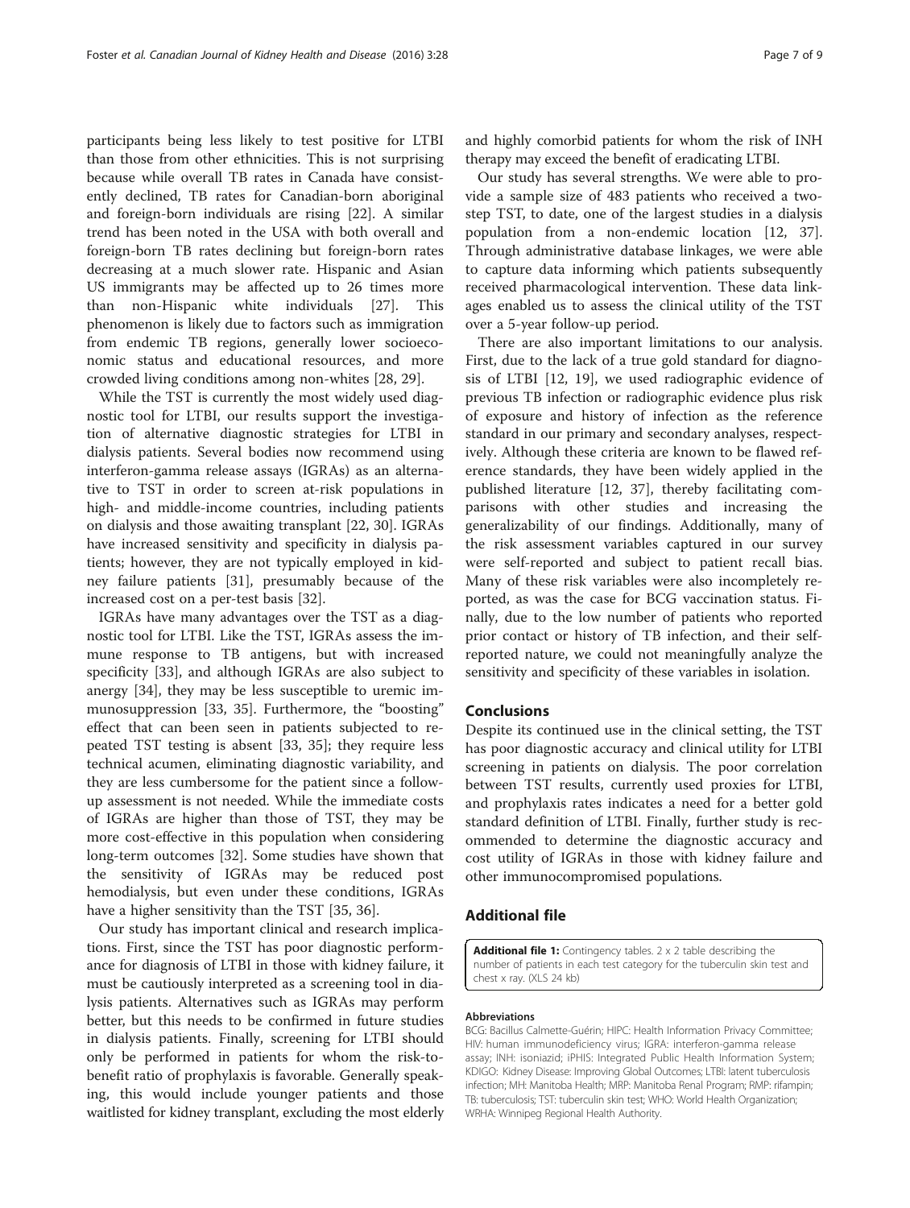participants being less likely to test positive for LTBI than those from other ethnicities. This is not surprising because while overall TB rates in Canada have consistently declined, TB rates for Canadian-born aboriginal and foreign-born individuals are rising [22]. A similar trend has been noted in the USA with both overall and foreign-born TB rates declining but foreign-born rates decreasing at a much slower rate. Hispanic and Asian US immigrants may be affected up to 26 times more than non-Hispanic white individuals [27]. This phenomenon is likely due to factors such as immigration from endemic TB regions, generally lower socioeconomic status and educational resources, and more crowded living conditions among non-whites [28, 29].

While the TST is currently the most widely used diagnostic tool for LTBI, our results support the investigation of alternative diagnostic strategies for LTBI in dialysis patients. Several bodies now recommend using interferon-gamma release assays (IGRAs) as an alternative to TST in order to screen at-risk populations in high- and middle-income countries, including patients on dialysis and those awaiting transplant [22, 30]. IGRAs have increased sensitivity and specificity in dialysis patients; however, they are not typically employed in kidney failure patients [31], presumably because of the increased cost on a per-test basis [32].

IGRAs have many advantages over the TST as a diagnostic tool for LTBI. Like the TST, IGRAs assess the immune response to TB antigens, but with increased specificity [33], and although IGRAs are also subject to anergy [34], they may be less susceptible to uremic immunosuppression [33, 35]. Furthermore, the "boosting" effect that can been seen in patients subjected to repeated TST testing is absent [33, 35]; they require less technical acumen, eliminating diagnostic variability, and they are less cumbersome for the patient since a follow-up assessment is not needed. While the immediate costs of IGRAs are higher than those of TST, they may be more cost-effective in this population when considering long-term outcomes [32]. Some studies have shown that the sensitivity of IGRAs may be reduced post hemodialysis, but even under these conditions, IGRAs have a higher sensitivity than the TST [35, 36].

Our study has important clinical and research implications. First, since the TST has poor diagnostic performance for diagnosis of LTBI in those with kidney failure, it must be cautiously interpreted as a screening tool in dialysis patients. Alternatives such as IGRAs may perform better, but this needs to be confirmed in future studies in dialysis patients. Finally, screening for LTBI should only be performed in patients for whom the risk-to-benefit ratio of prophylaxis is favorable. Generally speaking, this would include younger patients and those waitlisted for kidney transplant, excluding the most elderly and highly comorbid patients for whom the risk of INH therapy may exceed the benefit of eradicating LTBI.

Our study has several strengths. We were able to provide a sample size of 483 patients who received a two-step TST, to date, one of the largest studies in a dialysis population from a non-endemic location [12, 37]. Through administrative database linkages, we were able to capture data informing which patients subsequently received pharmacological intervention. These data linkages enabled us to assess the clinical utility of the TST over a 5-year follow-up period.

There are also important limitations to our analysis. First, due to the lack of a true gold standard for diagnosis of LTBI [12, 19], we used radiographic evidence of previous TB infection or radiographic evidence plus risk of exposure and history of infection as the reference standard in our primary and secondary analyses, respectively. Although these criteria are known to be flawed reference standards, they have been widely applied in the published literature [12, 37], thereby facilitating comparisons with other studies and increasing the generalizability of our findings. Additionally, many of the risk assessment variables captured in our survey were self-reported and subject to patient recall bias. Many of these risk variables were also incompletely reported, as was the case for BCG vaccination status. Finally, due to the low number of patients who reported prior contact or history of TB infection, and their self-reported nature, we could not meaningfully analyze the sensitivity and specificity of these variables in isolation.

## Conclusions

Despite its continued use in the clinical setting, the TST has poor diagnostic accuracy and clinical utility for LTBI screening in patients on dialysis. The poor correlation between TST results, currently used proxies for LTBI, and prophylaxis rates indicates a need for a better gold standard definition of LTBI. Finally, further study is recommended to determine the diagnostic accuracy and cost utility of IGRAs in those with kidney failure and other immunocompromised populations.

## Additional file

**Additional file 1:** Contingency tables. 2 x 2 table describing the number of patients in each test category for the tuberculin skin test and chest x ray. (XLS 24 kb)

#### Abbreviations

BCG: Bacillus Calmette-Guérin; HIPC: Health Information Privacy Committee; HIV: human immunodeficiency virus; IGRA: interferon-gamma release assay; INH: isoniazid; iPHIS: Integrated Public Health Information System; KDIGO: Kidney Disease: Improving Global Outcomes; LTBI: latent tuberculosis infection; MH: Manitoba Health; MRP: Manitoba Renal Program; RMP: rifampin; TB: tuberculosis; TST: tuberculin skin test; WHO: World Health Organization; WRHA: Winnipeg Regional Health Authority.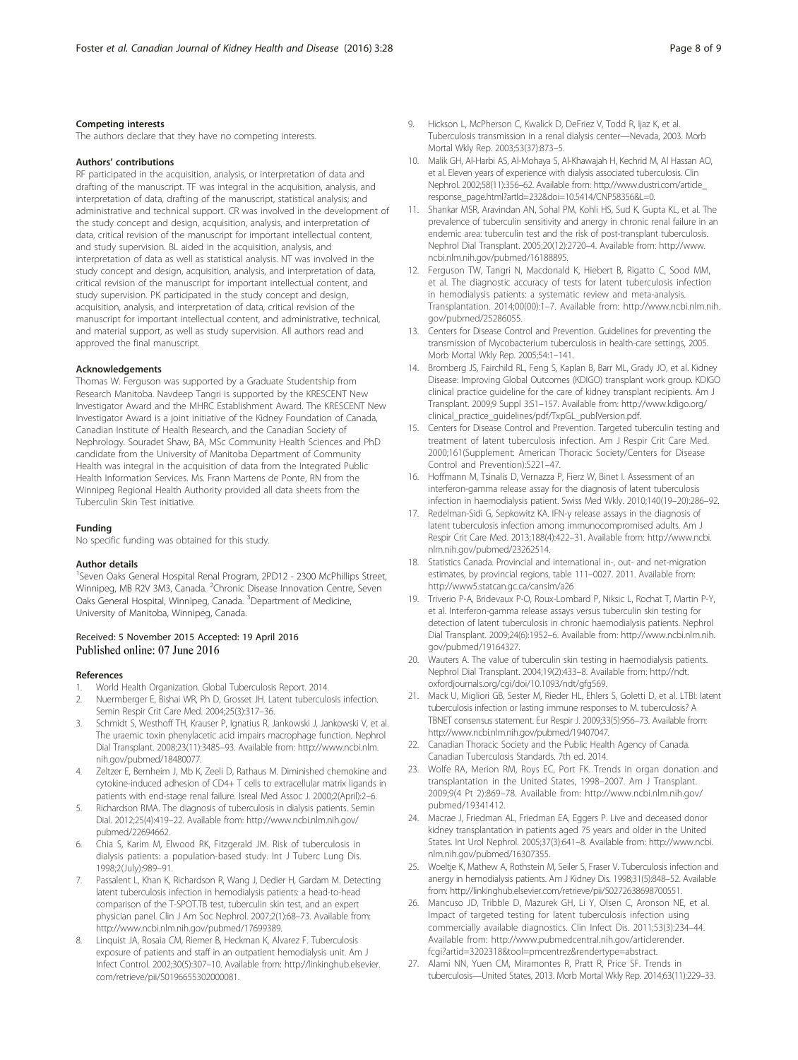## Competing interests

The authors declare that they have no competing interests.

## Authors' contributions

RF participated in the acquisition, analysis, or interpretation of data and drafting of the manuscript. TF was integral in the acquisition, analysis, and interpretation of data, drafting of the manuscript, statistical analysis; and administrative and technical support. CR was involved in the development of the study concept and design, acquisition, analysis, and interpretation of data, critical revision of the manuscript for important intellectual content, and study supervision. BL aided in the acquisition, analysis, and interpretation of data as well as statistical analysis. NT was involved in the study concept and design, acquisition, analysis, and interpretation of data, critical revision of the manuscript for important intellectual content, and study supervision. PK participated in the study concept and design, acquisition, analysis, and interpretation of data, critical revision of the manuscript for important intellectual content, and administrative, technical, and material support, as well as study supervision. All authors read and approved the final manuscript.

## Acknowledgements

Thomas W. Ferguson was supported by a Graduate Studentship from Research Manitoba. Navdeep Tangri is supported by the KRESCENT New Investigator Award and the MHRC Establishment Award. The KRESCENT New Investigator Award is a joint initiative of the Kidney Foundation of Canada, Canadian Institute of Health Research, and the Canadian Society of Nephrology. Souradet Shaw, BA, MSc Community Health Sciences and PhD candidate from the University of Manitoba Department of Community Health was integral in the acquisition of data from the Integrated Public Health Information Services. Ms. Frann Martens de Ponte, RN from the Winnipeg Regional Health Authority provided all data sheets from the Tuberculin Skin Test initiative.

## Funding

No specific funding was obtained for this study.

## Author details

[1]Seven Oaks General Hospital Renal Program, 2PD12 - 2300 McPhillips Street, Winnipeg, MB R2V 3M3, Canada. [2]Chronic Disease Innovation Centre, Seven Oaks General Hospital, Winnipeg, Canada. [3]Department of Medicine, University of Manitoba, Winnipeg, Canada.

Received: 5 November 2015 Accepted: 19 April 2016
Published online: 07 June 2016

## References

1. World Health Organization. Global Tuberculosis Report. 2014.
2. Nuermberger E, Bishai WR, Ph D, Grosset JH. Latent tuberculosis infection. Semin Respir Crit Care Med. 2004;25(3):317–36.
3. Schmidt S, Westhoff TH, Krauser P, Ignatius R, Jankowski J, Jankowski V, et al. The uraemic toxin phenylacetic acid impairs macrophage function. Nephrol Dial Transplant. 2008;23(11):3485–93. Available from: http://www.ncbi.nlm.nih.gov/pubmed/18480077.
4. Zeltzer E, Bernheim J, Mb K, Zeeli D, Rathaus M. Diminished chemokine and cytokine-induced adhesion of CD4+ T cells to extracellular matrix ligands in patients with end-stage renal failure. Isreal Med Assoc J. 2000;2(April):2–6.
5. Richardson RMA. The diagnosis of tuberculosis in dialysis patients. Semin Dial. 2012;25(4):419–22. Available from: http://www.ncbi.nlm.nih.gov/pubmed/22694662.
6. Chia S, Karim M, Elwood RK, Fitzgerald JM. Risk of tuberculosis in dialysis patients: a population-based study. Int J Tuberc Lung Dis. 1998;2(July):989–91.
7. Passalent L, Khan K, Richardson R, Wang J, Dedier H, Gardam M. Detecting latent tuberculosis infection in hemodialysis patients: a head-to-head comparison of the T-SPOT.TB test, tuberculin skin test, and an expert physician panel. Clin J Am Soc Nephrol. 2007;2(1):68–73. Available from: http://www.ncbi.nlm.nih.gov/pubmed/17699389.
8. Linquist JA, Rosaia CM, Riemer B, Heckman K, Alvarez F. Tuberculosis exposure of patients and staff in an outpatient hemodialysis unit. Am J Infect Control. 2002;30(5):307–10. Available from: http://linkinghub.elsevier.com/retrieve/pii/S0196655302000081.
9. Hickson L, McPherson C, Kwalick D, DeFriez V, Todd R, Ijaz K, et al. Tuberculosis transmission in a renal dialysis center—Nevada, 2003. Morb Mortal Wkly Rep. 2003;53(37):873–5.
10. Malik GH, Al-Harbi AS, Al-Mohaya S, Al-Khawajah H, Kechrid M, Al Hassan AO, et al. Eleven years of experience with dialysis associated tuberculosis. Clin Nephrol. 2002;58(11):356–62. Available from: http://www.dustri.com/article_response_page.html?artId=232&doi=10.5414/CNP58356&L=0.
11. Shankar MSR, Aravindan AN, Sohal PM, Kohli HS, Sud K, Gupta KL, et al. The prevalence of tuberculin sensitivity and anergy in chronic renal failure in an endemic area: tuberculin test and the risk of post-transplant tuberculosis. Nephrol Dial Transplant. 2005;20(12):2720–4. Available from: http://www.ncbi.nlm.nih.gov/pubmed/16188895.
12. Ferguson TW, Tangri N, Macdonald K, Hiebert B, Rigatto C, Sood MM, et al. The diagnostic accuracy of tests for latent tuberculosis infection in hemodialysis patients: a systematic review and meta-analysis. Transplantation. 2014;00(00):1–7. Available from: http://www.ncbi.nlm.nih.gov/pubmed/25286055.
13. Centers for Disease Control and Prevention. Guidelines for preventing the transmission of Mycobacterium tuberculosis in health-care settings, 2005. Morb Mortal Wkly Rep. 2005;54:1–141.
14. Bromberg JS, Fairchild RL, Feng S, Kaplan B, Barr ML, Grady JO, et al. Kidney Disease: Improving Global Outcomes (KDIGO) transplant work group. KDIGO clinical practice guideline for the care of kidney transplant recipients. Am J Transplant. 2009;9 Suppl 3:S1–157. Available from: http://www.kdigo.org/clinical_practice_guidelines/pdf/TxpGL_publVersion.pdf.
15. Centers for Disease Control and Prevention. Targeted tuberculin testing and treatment of latent tuberculosis infection. Am J Respir Crit Care Med. 2000;161(Supplement: American Thoracic Society/Centers for Disease Control and Prevention):S221–47.
16. Hoffmann M, Tsinalis D, Vernazza P, Fierz W, Binet I. Assessment of an interferon-gamma release assay for the diagnosis of latent tuberculosis infection in haemodialysis patient. Swiss Med Wkly. 2010;140(19–20):286–92.
17. Redelman-Sidi G, Sepkowitz KA. IFN-γ release assays in the diagnosis of latent tuberculosis infection among immunocompromised adults. Am J Respir Crit Care Med. 2013;188(4):422–31. Available from: http://www.ncbi.nlm.nih.gov/pubmed/23262514.
18. Statistics Canada. Provincial and international in-, out- and net-migration estimates, by provincial regions, table 111–0027. 2011. Available from: http://www5.statcan.gc.ca/cansim/a26
19. Triverio P-A, Bridevaux P-O, Roux-Lombard P, Niksic L, Rochat T, Martin P-Y, et al. Interferon-gamma release assays versus tuberculin skin testing for detection of latent tuberculosis in chronic haemodialysis patients. Nephrol Dial Transplant. 2009;24(6):1952–6. Available from: http://www.ncbi.nlm.nih.gov/pubmed/19164327.
20. Wauters A. The value of tuberculin skin testing in haemodialysis patients. Nephrol Dial Transplant. 2004;19(2):433–8. Available from: http://ndt.oxfordjournals.org/cgi/doi/10.1093/ndt/gfg569.
21. Mack U, Migliori GB, Sester M, Rieder HL, Ehlers S, Goletti D, et al. LTBI: latent tuberculosis infection or lasting immune responses to M. tuberculosis? A TBNET consensus statement. Eur Respir J. 2009;33(5):956–73. Available from: http://www.ncbi.nlm.nih.gov/pubmed/19407047.
22. Canadian Thoracic Society and the Public Health Agency of Canada. Canadian Tuberculosis Standards. 7th ed. 2014.
23. Wolfe RA, Merion RM, Roys EC, Port FK. Trends in organ donation and transplantation in the United States, 1998–2007. Am J Transplant. 2009;9(4 Pt 2):869–78. Available from: http://www.ncbi.nlm.nih.gov/pubmed/19341412.
24. Macrae J, Friedman AL, Friedman EA, Eggers P. Live and deceased donor kidney transplantation in patients aged 75 years and older in the United States. Int Urol Nephrol. 2005;37(3):641–8. Available from: http://www.ncbi.nlm.nih.gov/pubmed/16307355.
25. Woeltje K, Mathew A, Rothstein M, Seiler S, Fraser V. Tuberculosis infection and anergy in hemodialysis patients. Am J Kidney Dis. 1998;31(5):848–52. Available from: http://linkinghub.elsevier.com/retrieve/pii/S0272638698700551.
26. Mancuso JD, Tribble D, Mazurek GH, Li Y, Olsen C, Aronson NE, et al. Impact of targeted testing for latent tuberculosis infection using commercially available diagnostics. Clin Infect Dis. 2011;53(3):234–44. Available from: http://www.pubmedcentral.nih.gov/articlerender.fcgi?artid=3202318&tool=pmcentrez&rendertype=abstract.
27. Alami NN, Yuen CM, Miramontes R, Pratt R, Price SF. Trends in tuberculosis—United States, 2013. Morb Mortal Wkly Rep. 2014;63(11):229–33.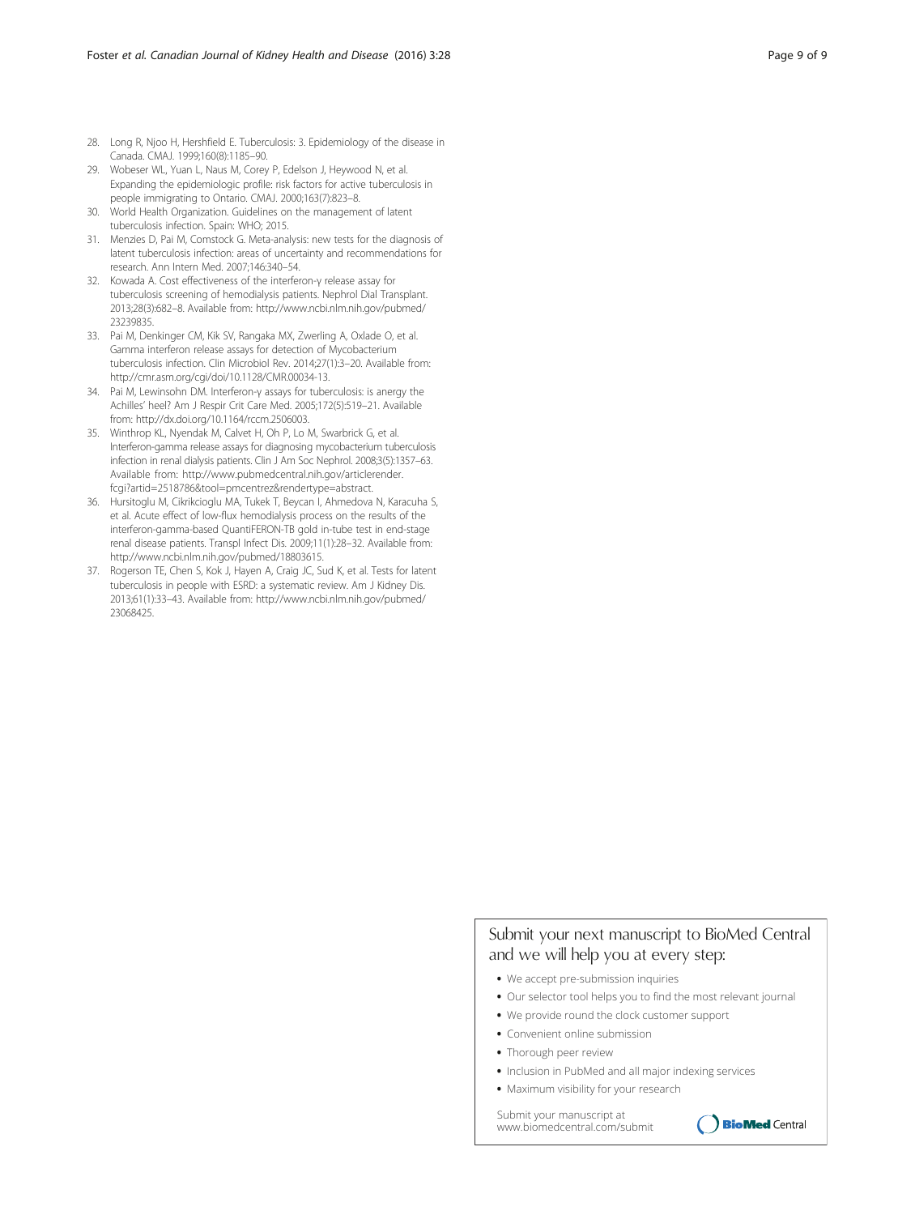28. Long R, Njoo H, Hershfield E. Tuberculosis: 3. Epidemiology of the disease in Canada. CMAJ. 1999;160(8):1185–90.
29. Wobeser WL, Yuan L, Naus M, Corey P, Edelson J, Heywood N, et al. Expanding the epidemiologic profile: risk factors for active tuberculosis in people immigrating to Ontario. CMAJ. 2000;163(7):823–8.
30. World Health Organization. Guidelines on the management of latent tuberculosis infection. Spain: WHO; 2015.
31. Menzies D, Pai M, Comstock G. Meta-analysis: new tests for the diagnosis of latent tuberculosis infection: areas of uncertainty and recommendations for research. Ann Intern Med. 2007;146:340–54.
32. Kowada A. Cost effectiveness of the interferon-γ release assay for tuberculosis screening of hemodialysis patients. Nephrol Dial Transplant. 2013;28(3):682–8. Available from: http://www.ncbi.nlm.nih.gov/pubmed/23239835.
33. Pai M, Denkinger CM, Kik SV, Rangaka MX, Zwerling A, Oxlade O, et al. Gamma interferon release assays for detection of Mycobacterium tuberculosis infection. Clin Microbiol Rev. 2014;27(1):3–20. Available from: http://cmr.asm.org/cgi/doi/10.1128/CMR.00034-13.
34. Pai M, Lewinsohn DM. Interferon-γ assays for tuberculosis: is anergy the Achilles' heel? Am J Respir Crit Care Med. 2005;172(5):519–21. Available from: http://dx.doi.org/10.1164/rccm.2506003.
35. Winthrop KL, Nyendak M, Calvet H, Oh P, Lo M, Swarbrick G, et al. Interferon-gamma release assays for diagnosing mycobacterium tuberculosis infection in renal dialysis patients. Clin J Am Soc Nephrol. 2008;3(5):1357–63. Available from: http://www.pubmedcentral.nih.gov/articlerender.fcgi?artid=2518786&tool=pmcentrez&rendertype=abstract.
36. Hursitoglu M, Cikrikcioglu MA, Tukek T, Beycan I, Ahmedova N, Karacuha S, et al. Acute effect of low-flux hemodialysis process on the results of the interferon-gamma-based QuantiFERON-TB gold in-tube test in end-stage renal disease patients. Transpl Infect Dis. 2009;11(1):28–32. Available from: http://www.ncbi.nlm.nih.gov/pubmed/18803615.
37. Rogerson TE, Chen S, Kok J, Hayen A, Craig JC, Sud K, et al. Tests for latent tuberculosis in people with ESRD: a systematic review. Am J Kidney Dis. 2013;61(1):33–43. Available from: http://www.ncbi.nlm.nih.gov/pubmed/23068425.

Submit your next manuscript to BioMed Central and we will help you at every step:

- We accept pre-submission inquiries
- Our selector tool helps you to find the most relevant journal
- We provide round the clock customer support
- Convenient online submission
- Thorough peer review
- Inclusion in PubMed and all major indexing services
- Maximum visibility for your research

Submit your manuscript at www.biomedcentral.com/submit

BioMed Central